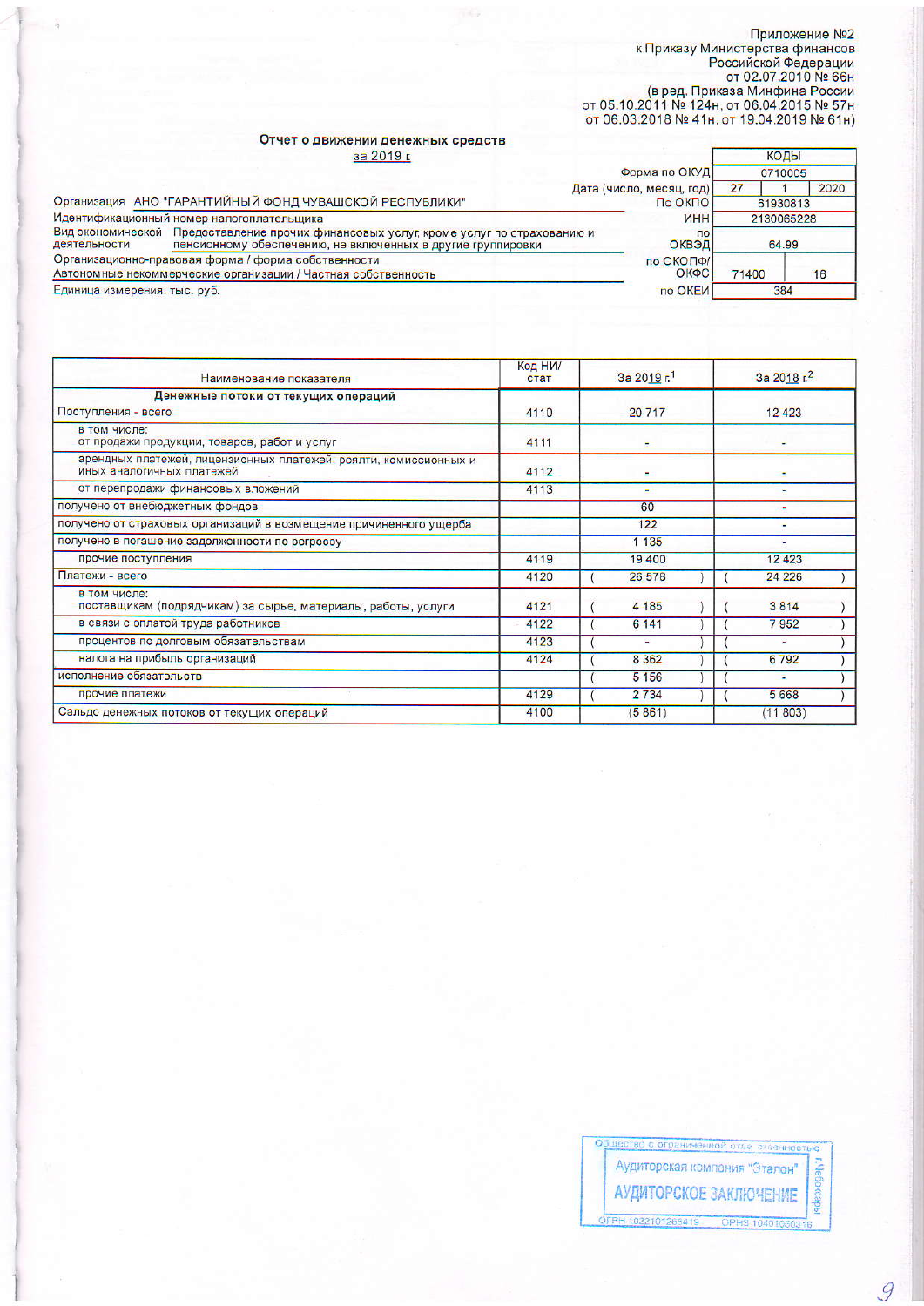Приложение №2
к Приказу Министерства финансов
Российской Федерации
от 02.07.2010 № 66н
(в ред. Приказа Минфина России
от 05.10.2011 № 124н, от 06.04.2015 № 57н
от 06.03.2018 № 41н, от 19.04.2019 № 61н)

## Отчет о движении денежных средств
за 2019 г.

| | | КОДЫ | | |
|---|---|---|---|---|
| | Форма по ОКУД | 0710005 | | |
| | Дата (число, месяц, год) | 27 | 1 | 2020 |
| Организация АНО "ГАРАНТИЙНЫЙ ФОНД ЧУВАШСКОЙ РЕСПУБЛИКИ" | По ОКПО | 61930813 | | |
| Идентификационный номер налогоплательщика | ИНН | 2130065228 | | |
| Вид экономической деятельности Предоставление прочих финансовых услуг, кроме услуг по страхованию и пенсионному обеспечению, не включенных в другие группировки | по ОКВЭД | 64.99 | | |
| Организационно-правовая форма / форма собственности Автономные некоммерческие организации / Частная собственность | по ОКОПФ/ОКФС | 71400 | | 16 |
| Единица измерения: тыс. руб. | по ОКЕИ | 384 | | |

| Наименование показателя | Код НИ/стат | За 2019 г.[1] | За 2018 г.[2] |
|---|---|---|---|
| **Денежные потоки от текущих операций** | | | |
| Поступления - всего | 4110 | 20 717 | 12 423 |
| в том числе: от продажи продукции, товаров, работ и услуг | 4111 | - | - |
| арендных платежей, лицензионных платежей, роялти, комиссионных и иных аналогичных платежей | 4112 | - | - |
| от перепродажи финансовых вложений | 4113 | - | - |
| получено от внебюджетных фондов | | 60 | - |
| получено от страховых организаций в возмещение причиненного ущерба | | 122 | - |
| получено в погашение задолженности по регрессу | | 1 135 | - |
| прочие поступления | 4119 | 19 400 | 12 423 |
| Платежи - всего | 4120 | ( 26 578 ) | ( 24 226 ) |
| в том числе: поставщикам (подрядчикам) за сырье, материалы, работы, услуги | 4121 | ( 4 185 ) | ( 3 814 ) |
| в связи с оплатой труда работников | 4122 | ( 6 141 ) | ( 7 952 ) |
| процентов по долговым обязательствам | 4123 | ( - ) | ( - ) |
| налога на прибыль организаций | 4124 | ( 8 362 ) | ( 6 792 ) |
| исполнение обязательств | | ( 5 156 ) | ( - ) |
| прочие платежи | 4129 | ( 2 734 ) | ( 5 668 ) |
| Сальдо денежных потоков от текущих операций | 4100 | (5 861) | (11 803) |

Общество с ограниченной ответственностью
Аудиторская компания "Эталон"
АУДИТОРСКОЕ ЗАКЛЮЧЕНИЕ
г.Чебоксары
ОГРН 1022101268419 ОРНЗ 10401050316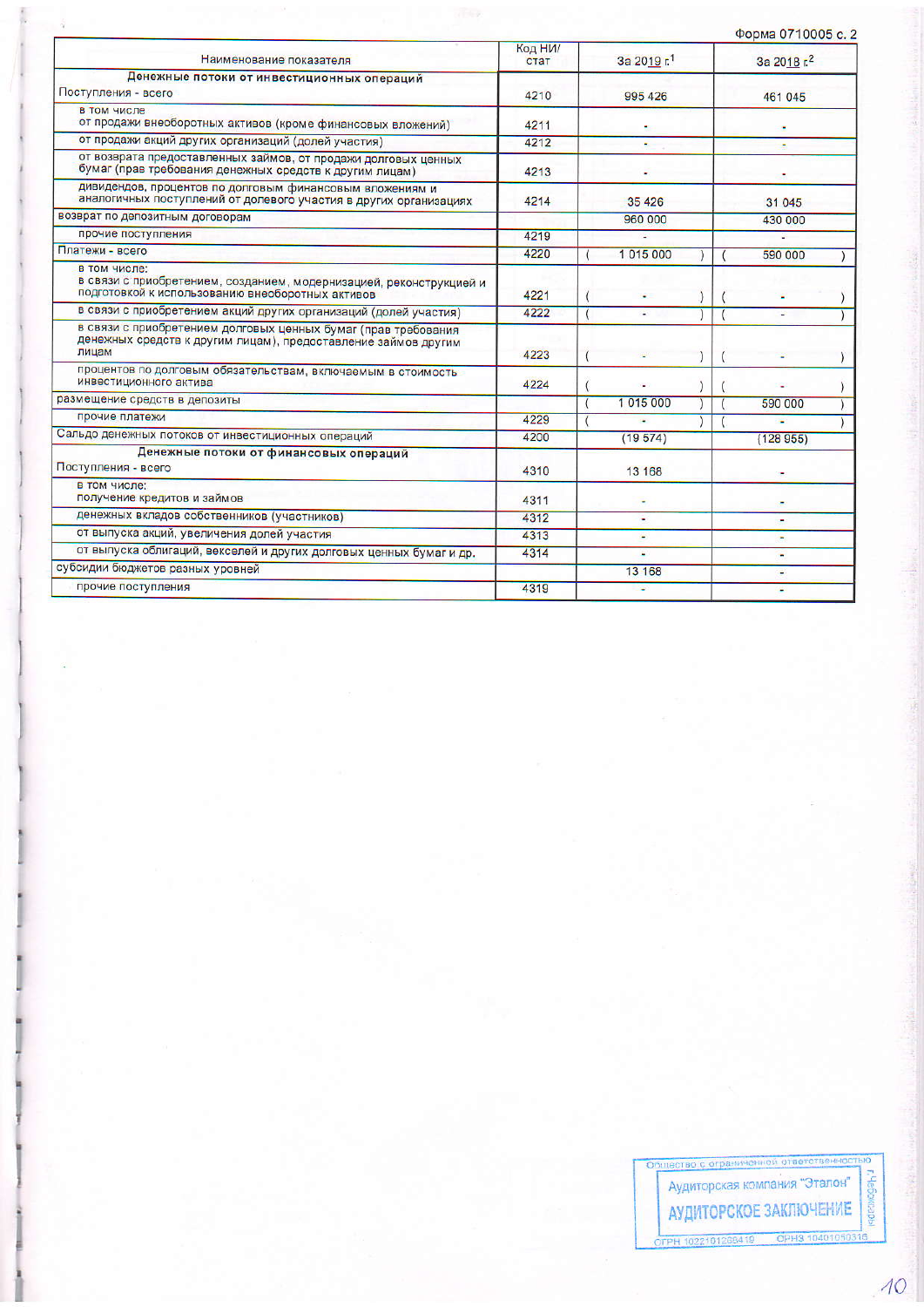Форма 0710005 с. 2

| Наименование показателя | Код НИ/стат | За 2019 г.[1] | За 2018 г.[2] |
|---|---|---|---|
| **Денежные потоки от инвестиционных операций** | | | |
| Поступления - всего | 4210 | 995 426 | 461 045 |
| в том числе от продажи внеоборотных активов (кроме финансовых вложений) | 4211 | - | - |
| от продажи акций других организаций (долей участия) | 4212 | - | - |
| от возврата предоставленных займов, от продажи долговых ценных бумаг (прав требования денежных средств к другим лицам) | 4213 | - | - |
| дивидендов, процентов по долговым финансовым вложениям и аналогичных поступлений от долевого участия в других организациях | 4214 | 35 426 | 31 045 |
| возврат по депозитным договорам | | 960 000 | 430 000 |
| прочие поступления | 4219 | - | - |
| Платежи - всего | 4220 | ( 1 015 000 ) | ( 590 000 ) |
| в том числе: в связи с приобретением, созданием, модернизацией, реконструкцией и подготовкой к использованию внеоборотных активов | 4221 | ( - ) | ( - ) |
| в связи с приобретением акций других организаций (долей участия) | 4222 | ( - ) | ( - ) |
| в связи с приобретением долговых ценных бумаг (прав требования денежных средств к другим лицам), предоставление займов другим лицам | 4223 | ( - ) | ( - ) |
| процентов по долговым обязательствам, включаемым в стоимость инвестиционного актива | 4224 | ( - ) | ( - ) |
| размещение средств в депозиты | | ( 1 015 000 ) | ( 590 000 ) |
| прочие платежи | 4229 | ( - ) | ( - ) |
| Сальдо денежных потоков от инвестиционных операций | 4200 | (19 574) | (128 955) |
| **Денежные потоки от финансовых операций** | | | |
| Поступления - всего | 4310 | 13 168 | - |
| в том числе: получение кредитов и займов | 4311 | - | - |
| денежных вкладов собственников (участников) | 4312 | - | - |
| от выпуска акций, увеличения долей участия | 4313 | - | - |
| от выпуска облигаций, векселей и других долговых ценных бумаг и др. | 4314 | - | - |
| субсидии бюджетов разных уровней | | 13 168 | - |
| прочие поступления | 4319 | - | - |

Общество с ограниченной ответственностью Аудиторская компания "Эталон" г. Чебоксары АУДИТОРСКОЕ ЗАКЛЮЧЕНИЕ ОГРН 1022101268419 ОРНЗ 10401050316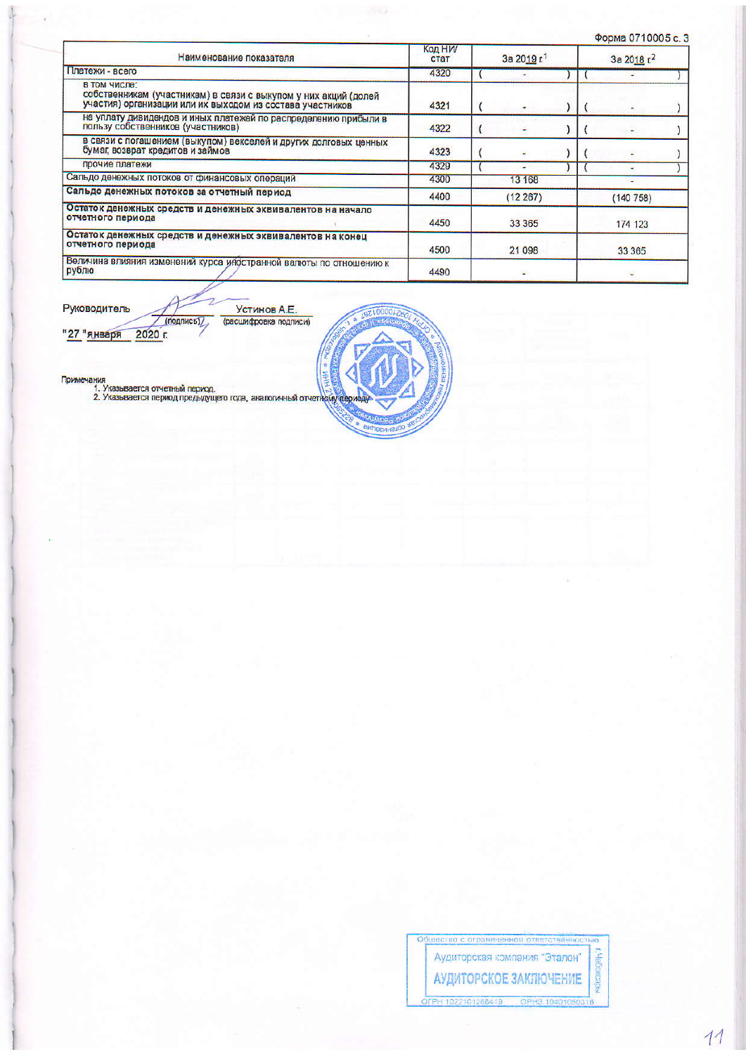Форма 0710005 с. 3

| Наименование показателя | Код НИ/стат | За 2019 г.[1] | За 2018 г.[2] |
|---|---|---|---|
| Платежи - всего | 4320 | ( - ) | ( - ) |
| в том числе: собственникам (участникам) в связи с выкупом у них акций (долей участия) организации или их выходом из состава участников | 4321 | ( - ) | ( - ) |
| на уплату дивидендов и иных платежей по распределению прибыли в пользу собственников (участников) | 4322 | ( - ) | ( - ) |
| в связи с погашением (выкупом) векселей и других долговых ценных бумаг, возврат кредитов и займов | 4323 | ( - ) | ( - ) |
| прочие платежи | 4329 | ( - ) | ( - ) |
| Сальдо денежных потоков от финансовых операций | 4300 | 13 168 | - |
| **Сальдо денежных потоков за отчетный период** | 4400 | (12 267) | (140 758) |
| **Остаток денежных средств и денежных эквивалентов на начало отчетного периода** | 4450 | 33 365 | 174 123 |
| **Остаток денежных средств и денежных эквивалентов на конец отчетного периода** | 4500 | 21 098 | 33 365 |
| Величина влияния изменений курса иностранной валюты по отношению к рублю | 4490 | - | - |

Руководитель ______ (подпись) Устинов А.Е. (расшифровка подписи)

"27" января 2020 г.

Примечания
1. Указывается отчетный период.
2. Указывается период предыдущего года, аналогичный отчетному периоду.

Общество с ограниченной ответственностью
Аудиторская компания "Эталон"
АУДИТОРСКОЕ ЗАКЛЮЧЕНИЕ
г. Чебоксары
ОГРН 1022101268413 ОРНЗ 10401080316